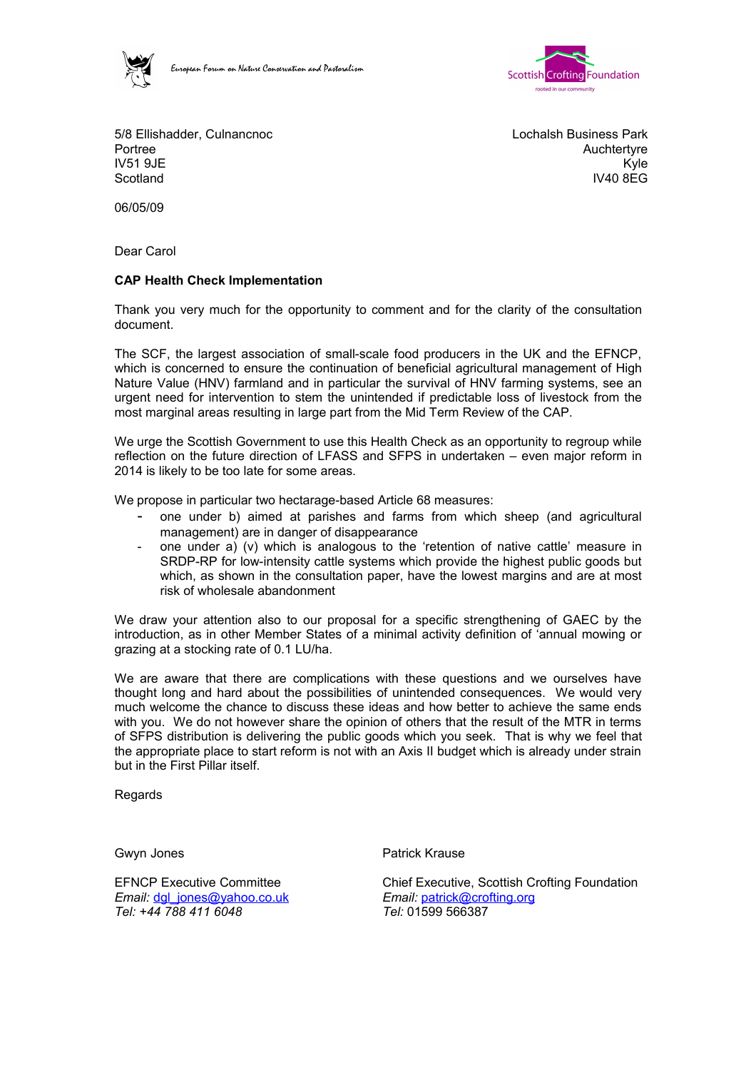European Forum on Nature Conservation and Pastoralism

Scottish Crofting Foundation
rooted in our community

5/8 Ellishadder, Culnancnoc
Portree
IV51 9JE
Scotland

Lochalsh Business Park
Auchtertyre
Kyle
IV40 8EG

06/05/09

Dear Carol

**CAP Health Check Implementation**

Thank you very much for the opportunity to comment and for the clarity of the consultation document.

The SCF, the largest association of small-scale food producers in the UK and the EFNCP, which is concerned to ensure the continuation of beneficial agricultural management of High Nature Value (HNV) farmland and in particular the survival of HNV farming systems, see an urgent need for intervention to stem the unintended if predictable loss of livestock from the most marginal areas resulting in large part from the Mid Term Review of the CAP.

We urge the Scottish Government to use this Health Check as an opportunity to regroup while reflection on the future direction of LFASS and SFPS in undertaken – even major reform in 2014 is likely to be too late for some areas.

We propose in particular two hectarage-based Article 68 measures:

- one under b) aimed at parishes and farms from which sheep (and agricultural management) are in danger of disappearance
- one under a) (v) which is analogous to the 'retention of native cattle' measure in SRDP-RP for low-intensity cattle systems which provide the highest public goods but which, as shown in the consultation paper, have the lowest margins and are at most risk of wholesale abandonment

We draw your attention also to our proposal for a specific strengthening of GAEC by the introduction, as in other Member States of a minimal activity definition of 'annual mowing or grazing at a stocking rate of 0.1 LU/ha.

We are aware that there are complications with these questions and we ourselves have thought long and hard about the possibilities of unintended consequences. We would very much welcome the chance to discuss these ideas and how better to achieve the same ends with you. We do not however share the opinion of others that the result of the MTR in terms of SFPS distribution is delivering the public goods which you seek. That is why we feel that the appropriate place to start reform is not with an Axis II budget which is already under strain but in the First Pillar itself.

Regards

Gwyn Jones

EFNCP Executive Committee
*Email:* dgl_jones@yahoo.co.uk
*Tel: +44 788 411 6048*

Patrick Krause

Chief Executive, Scottish Crofting Foundation
*Email:* patrick@crofting.org
*Tel:* 01599 566387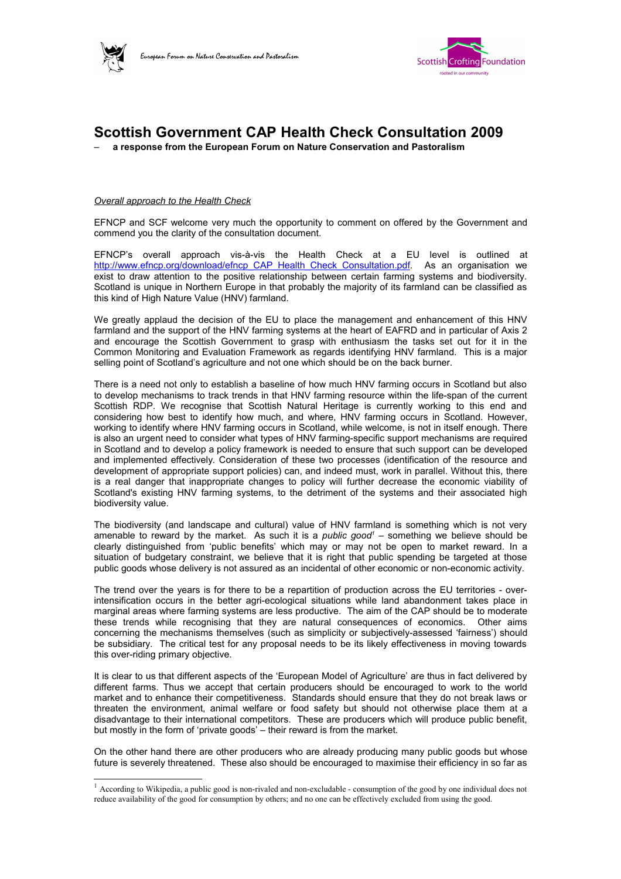# Scottish Government CAP Health Check Consultation 2009

– **a response from the European Forum on Nature Conservation and Pastoralism**

*Overall approach to the Health Check*

EFNCP and SCF welcome very much the opportunity to comment on offered by the Government and commend you the clarity of the consultation document.

EFNCP's overall approach vis-à-vis the Health Check at a EU level is outlined at http://www.efncp.org/download/efncp_CAP_Health_Check_Consultation.pdf. As an organisation we exist to draw attention to the positive relationship between certain farming systems and biodiversity. Scotland is unique in Northern Europe in that probably the majority of its farmland can be classified as this kind of High Nature Value (HNV) farmland.

We greatly applaud the decision of the EU to place the management and enhancement of this HNV farmland and the support of the HNV farming systems at the heart of EAFRD and in particular of Axis 2 and encourage the Scottish Government to grasp with enthusiasm the tasks set out for it in the Common Monitoring and Evaluation Framework as regards identifying HNV farmland. This is a major selling point of Scotland's agriculture and not one which should be on the back burner.

There is a need not only to establish a baseline of how much HNV farming occurs in Scotland but also to develop mechanisms to track trends in that HNV farming resource within the life-span of the current Scottish RDP. We recognise that Scottish Natural Heritage is currently working to this end and considering how best to identify how much, and where, HNV farming occurs in Scotland. However, working to identify where HNV farming occurs in Scotland, while welcome, is not in itself enough. There is also an urgent need to consider what types of HNV farming-specific support mechanisms are required in Scotland and to develop a policy framework is needed to ensure that such support can be developed and implemented effectively. Consideration of these two processes (identification of the resource and development of appropriate support policies) can, and indeed must, work in parallel. Without this, there is a real danger that inappropriate changes to policy will further decrease the economic viability of Scotland's existing HNV farming systems, to the detriment of the systems and their associated high biodiversity value.

The biodiversity (and landscape and cultural) value of HNV farmland is something which is not very amenable to reward by the market. As such it is a *public good*[1] – something we believe should be clearly distinguished from 'public benefits' which may or may not be open to market reward. In a situation of budgetary constraint, we believe that it is right that public spending be targeted at those public goods whose delivery is not assured as an incidental of other economic or non-economic activity.

The trend over the years is for there to be a repartition of production across the EU territories - over-intensification occurs in the better agri-ecological situations while land abandonment takes place in marginal areas where farming systems are less productive. The aim of the CAP should be to moderate these trends while recognising that they are natural consequences of economics. Other aims concerning the mechanisms themselves (such as simplicity or subjectively-assessed 'fairness') should be subsidiary. The critical test for any proposal needs to be its likely effectiveness in moving towards this over-riding primary objective.

It is clear to us that different aspects of the 'European Model of Agriculture' are thus in fact delivered by different farms. Thus we accept that certain producers should be encouraged to work to the world market and to enhance their competitiveness. Standards should ensure that they do not break laws or threaten the environment, animal welfare or food safety but should not otherwise place them at a disadvantage to their international competitors. These are producers which will produce public benefit, but mostly in the form of 'private goods' – their reward is from the market.

On the other hand there are other producers who are already producing many public goods but whose future is severely threatened. These also should be encouraged to maximise their efficiency in so far as

[1] According to Wikipedia, a public good is non-rivaled and non-excludable - consumption of the good by one individual does not reduce availability of the good for consumption by others; and no one can be effectively excluded from using the good.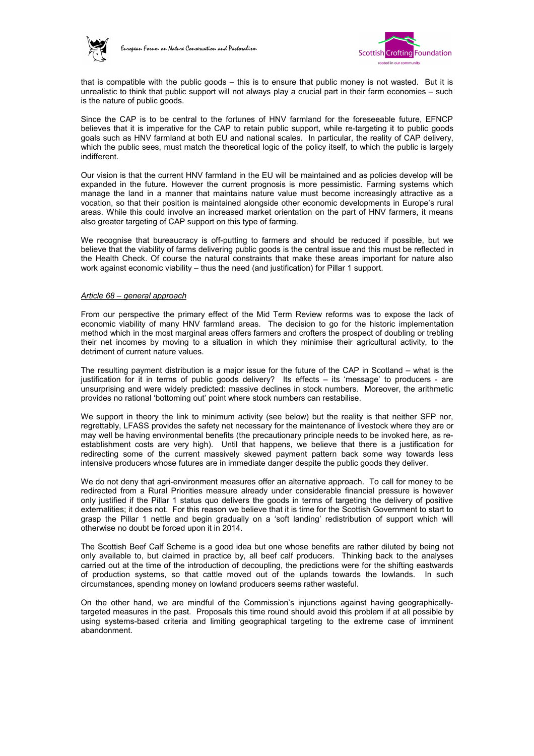that is compatible with the public goods – this is to ensure that public money is not wasted. But it is unrealistic to think that public support will not always play a crucial part in their farm economies – such is the nature of public goods.

Since the CAP is to be central to the fortunes of HNV farmland for the foreseeable future, EFNCP believes that it is imperative for the CAP to retain public support, while re-targeting it to public goods goals such as HNV farmland at both EU and national scales. In particular, the reality of CAP delivery, which the public sees, must match the theoretical logic of the policy itself, to which the public is largely indifferent.

Our vision is that the current HNV farmland in the EU will be maintained and as policies develop will be expanded in the future. However the current prognosis is more pessimistic. Farming systems which manage the land in a manner that maintains nature value must become increasingly attractive as a vocation, so that their position is maintained alongside other economic developments in Europe's rural areas. While this could involve an increased market orientation on the part of HNV farmers, it means also greater targeting of CAP support on this type of farming.

We recognise that bureaucracy is off-putting to farmers and should be reduced if possible, but we believe that the viability of farms delivering public goods is the central issue and this must be reflected in the Health Check. Of course the natural constraints that make these areas important for nature also work against economic viability – thus the need (and justification) for Pillar 1 support.

*Article 68 – general approach*

From our perspective the primary effect of the Mid Term Review reforms was to expose the lack of economic viability of many HNV farmland areas. The decision to go for the historic implementation method which in the most marginal areas offers farmers and crofters the prospect of doubling or trebling their net incomes by moving to a situation in which they minimise their agricultural activity, to the detriment of current nature values.

The resulting payment distribution is a major issue for the future of the CAP in Scotland – what is the justification for it in terms of public goods delivery? Its effects – its 'message' to producers - are unsurprising and were widely predicted: massive declines in stock numbers. Moreover, the arithmetic provides no rational 'bottoming out' point where stock numbers can restabilise.

We support in theory the link to minimum activity (see below) but the reality is that neither SFP nor, regrettably, LFASS provides the safety net necessary for the maintenance of livestock where they are or may well be having environmental benefits (the precautionary principle needs to be invoked here, as re-establishment costs are very high). Until that happens, we believe that there is a justification for redirecting some of the current massively skewed payment pattern back some way towards less intensive producers whose futures are in immediate danger despite the public goods they deliver.

We do not deny that agri-environment measures offer an alternative approach. To call for money to be redirected from a Rural Priorities measure already under considerable financial pressure is however only justified if the Pillar 1 status quo delivers the goods in terms of targeting the delivery of positive externalities; it does not. For this reason we believe that it is time for the Scottish Government to start to grasp the Pillar 1 nettle and begin gradually on a 'soft landing' redistribution of support which will otherwise no doubt be forced upon it in 2014.

The Scottish Beef Calf Scheme is a good idea but one whose benefits are rather diluted by being not only available to, but claimed in practice by, all beef calf producers. Thinking back to the analyses carried out at the time of the introduction of decoupling, the predictions were for the shifting eastwards of production systems, so that cattle moved out of the uplands towards the lowlands. In such circumstances, spending money on lowland producers seems rather wasteful.

On the other hand, we are mindful of the Commission's injunctions against having geographically-targeted measures in the past. Proposals this time round should avoid this problem if at all possible by using systems-based criteria and limiting geographical targeting to the extreme case of imminent abandonment.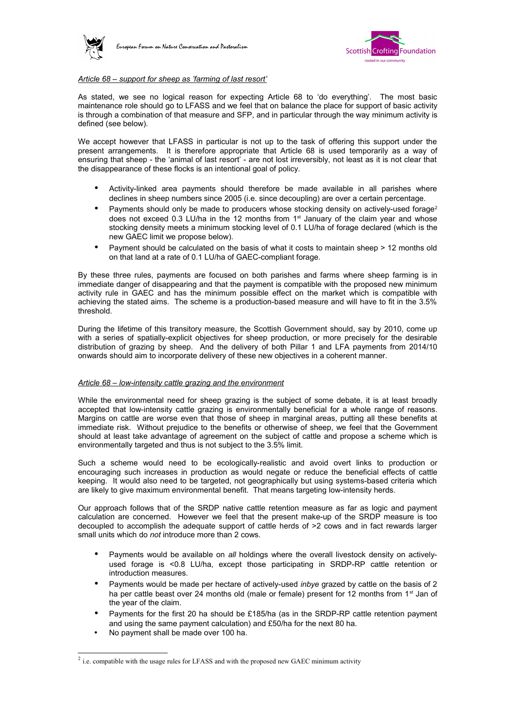*Article 68 – support for sheep as 'farming of last resort'*

As stated, we see no logical reason for expecting Article 68 to 'do everything'. The most basic maintenance role should go to LFASS and we feel that on balance the place for support of basic activity is through a combination of that measure and SFP, and in particular through the way minimum activity is defined (see below).

We accept however that LFASS in particular is not up to the task of offering this support under the present arrangements. It is therefore appropriate that Article 68 is used temporarily as a way of ensuring that sheep - the 'animal of last resort' - are not lost irreversibly, not least as it is not clear that the disappearance of these flocks is an intentional goal of policy.

- Activity-linked area payments should therefore be made available in all parishes where declines in sheep numbers since 2005 (i.e. since decoupling) are over a certain percentage.
- Payments should only be made to producers whose stocking density on actively-used forage[2] does not exceed 0.3 LU/ha in the 12 months from 1st January of the claim year and whose stocking density meets a minimum stocking level of 0.1 LU/ha of forage declared (which is the new GAEC limit we propose below).
- Payment should be calculated on the basis of what it costs to maintain sheep > 12 months old on that land at a rate of 0.1 LU/ha of GAEC-compliant forage.

By these three rules, payments are focused on both parishes and farms where sheep farming is in immediate danger of disappearing and that the payment is compatible with the proposed new minimum activity rule in GAEC and has the minimum possible effect on the market which is compatible with achieving the stated aims. The scheme is a production-based measure and will have to fit in the 3.5% threshold.

During the lifetime of this transitory measure, the Scottish Government should, say by 2010, come up with a series of spatially-explicit objectives for sheep production, or more precisely for the desirable distribution of grazing by sheep. And the delivery of both Pillar 1 and LFA payments from 2014/10 onwards should aim to incorporate delivery of these new objectives in a coherent manner.

*Article 68 – low-intensity cattle grazing and the environment*

While the environmental need for sheep grazing is the subject of some debate, it is at least broadly accepted that low-intensity cattle grazing is environmentally beneficial for a whole range of reasons. Margins on cattle are worse even that those of sheep in marginal areas, putting all these benefits at immediate risk. Without prejudice to the benefits or otherwise of sheep, we feel that the Government should at least take advantage of agreement on the subject of cattle and propose a scheme which is environmentally targeted and thus is not subject to the 3.5% limit.

Such a scheme would need to be ecologically-realistic and avoid overt links to production or encouraging such increases in production as would negate or reduce the beneficial effects of cattle keeping. It would also need to be targeted, not geographically but using systems-based criteria which are likely to give maximum environmental benefit. That means targeting low-intensity herds.

Our approach follows that of the SRDP native cattle retention measure as far as logic and payment calculation are concerned. However we feel that the present make-up of the SRDP measure is too decoupled to accomplish the adequate support of cattle herds of >2 cows and in fact rewards larger small units which do *not* introduce more than 2 cows.

- Payments would be available on *all* holdings where the overall livestock density on actively-used forage is <0.8 LU/ha, except those participating in SRDP-RP cattle retention or introduction measures.
- Payments would be made per hectare of actively-used *inbye* grazed by cattle on the basis of 2 ha per cattle beast over 24 months old (male or female) present for 12 months from 1st Jan of the year of the claim.
- Payments for the first 20 ha should be £185/ha (as in the SRDP-RP cattle retention payment and using the same payment calculation) and £50/ha for the next 80 ha.
- No payment shall be made over 100 ha.

[2] i.e. compatible with the usage rules for LFASS and with the proposed new GAEC minimum activity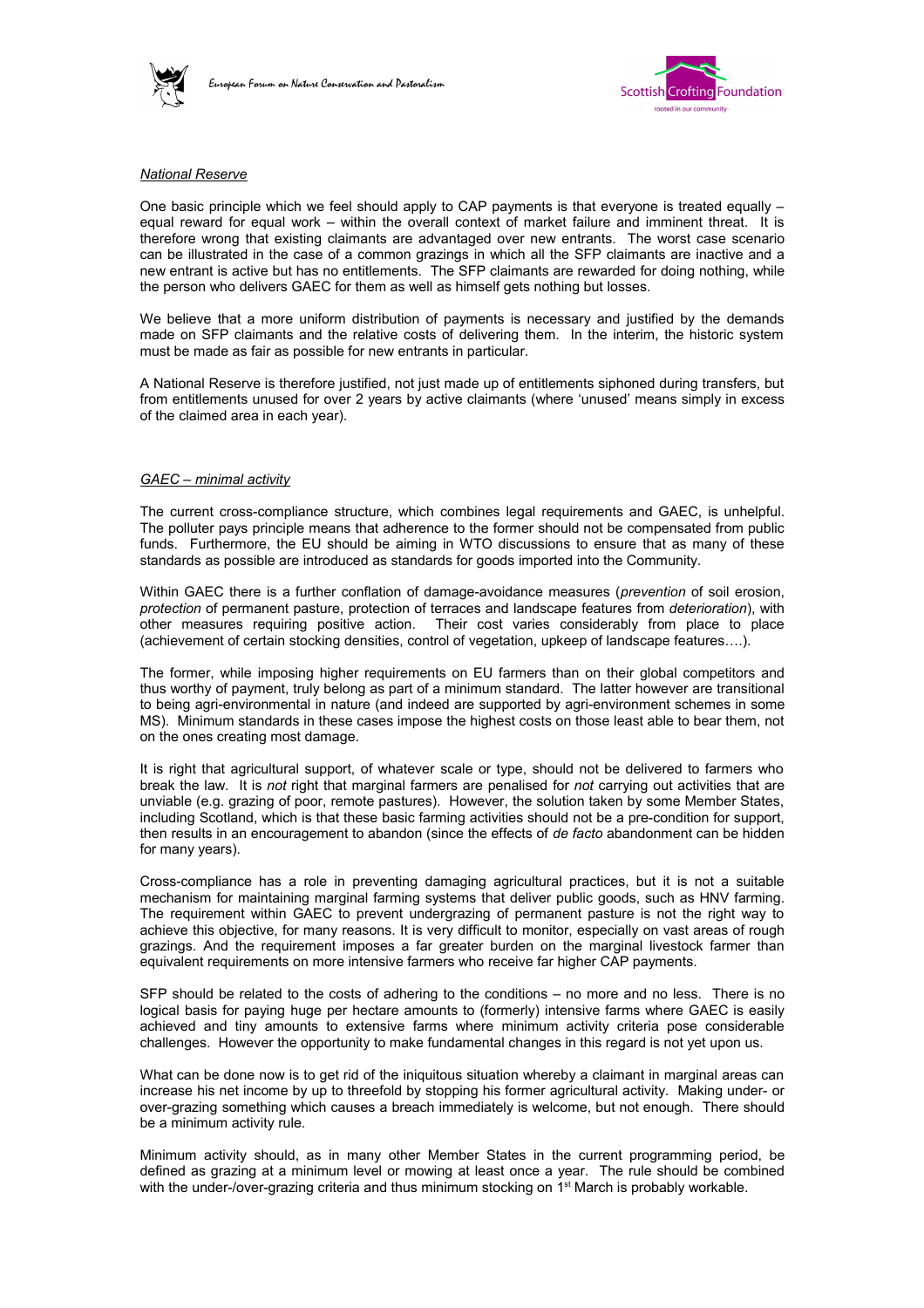*National Reserve*

One basic principle which we feel should apply to CAP payments is that everyone is treated equally – equal reward for equal work – within the overall context of market failure and imminent threat. It is therefore wrong that existing claimants are advantaged over new entrants. The worst case scenario can be illustrated in the case of a common grazings in which all the SFP claimants are inactive and a new entrant is active but has no entitlements. The SFP claimants are rewarded for doing nothing, while the person who delivers GAEC for them as well as himself gets nothing but losses.

We believe that a more uniform distribution of payments is necessary and justified by the demands made on SFP claimants and the relative costs of delivering them. In the interim, the historic system must be made as fair as possible for new entrants in particular.

A National Reserve is therefore justified, not just made up of entitlements siphoned during transfers, but from entitlements unused for over 2 years by active claimants (where 'unused' means simply in excess of the claimed area in each year).

*GAEC – minimal activity*

The current cross-compliance structure, which combines legal requirements and GAEC, is unhelpful. The polluter pays principle means that adherence to the former should not be compensated from public funds. Furthermore, the EU should be aiming in WTO discussions to ensure that as many of these standards as possible are introduced as standards for goods imported into the Community.

Within GAEC there is a further conflation of damage-avoidance measures (*prevention* of soil erosion, *protection* of permanent pasture, protection of terraces and landscape features from *deterioration*), with other measures requiring positive action. Their cost varies considerably from place to place (achievement of certain stocking densities, control of vegetation, upkeep of landscape features….).

The former, while imposing higher requirements on EU farmers than on their global competitors and thus worthy of payment, truly belong as part of a minimum standard. The latter however are transitional to being agri-environmental in nature (and indeed are supported by agri-environment schemes in some MS). Minimum standards in these cases impose the highest costs on those least able to bear them, not on the ones creating most damage.

It is right that agricultural support, of whatever scale or type, should not be delivered to farmers who break the law. It is *not* right that marginal farmers are penalised for *not* carrying out activities that are unviable (e.g. grazing of poor, remote pastures). However, the solution taken by some Member States, including Scotland, which is that these basic farming activities should not be a pre-condition for support, then results in an encouragement to abandon (since the effects of *de facto* abandonment can be hidden for many years).

Cross-compliance has a role in preventing damaging agricultural practices, but it is not a suitable mechanism for maintaining marginal farming systems that deliver public goods, such as HNV farming. The requirement within GAEC to prevent undergrazing of permanent pasture is not the right way to achieve this objective, for many reasons. It is very difficult to monitor, especially on vast areas of rough grazings. And the requirement imposes a far greater burden on the marginal livestock farmer than equivalent requirements on more intensive farmers who receive far higher CAP payments.

SFP should be related to the costs of adhering to the conditions – no more and no less. There is no logical basis for paying huge per hectare amounts to (formerly) intensive farms where GAEC is easily achieved and tiny amounts to extensive farms where minimum activity criteria pose considerable challenges. However the opportunity to make fundamental changes in this regard is not yet upon us.

What can be done now is to get rid of the iniquitous situation whereby a claimant in marginal areas can increase his net income by up to threefold by stopping his former agricultural activity. Making under- or over-grazing something which causes a breach immediately is welcome, but not enough. There should be a minimum activity rule.

Minimum activity should, as in many other Member States in the current programming period, be defined as grazing at a minimum level or mowing at least once a year. The rule should be combined with the under-/over-grazing criteria and thus minimum stocking on 1st March is probably workable.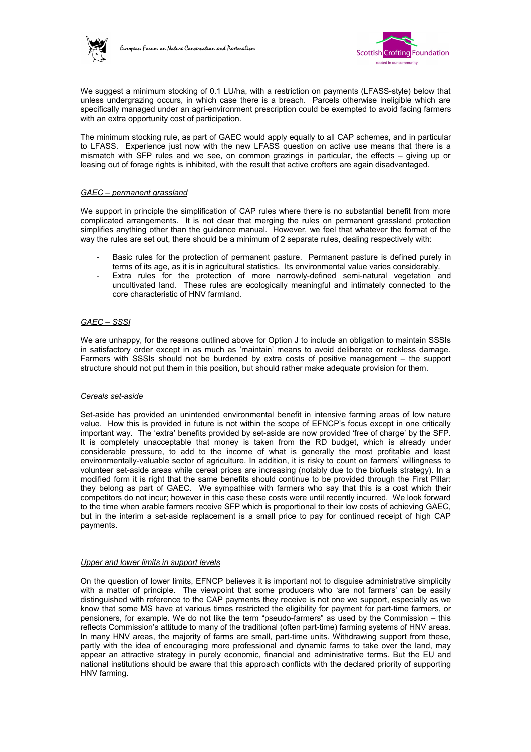We suggest a minimum stocking of 0.1 LU/ha, with a restriction on payments (LFASS-style) below that unless undergrazing occurs, in which case there is a breach. Parcels otherwise ineligible which are specifically managed under an agri-environment prescription could be exempted to avoid facing farmers with an extra opportunity cost of participation.

The minimum stocking rule, as part of GAEC would apply equally to all CAP schemes, and in particular to LFASS. Experience just now with the new LFASS question on active use means that there is a mismatch with SFP rules and we see, on common grazings in particular, the effects – giving up or leasing out of forage rights is inhibited, with the result that active crofters are again disadvantaged.

*GAEC – permanent grassland*

We support in principle the simplification of CAP rules where there is no substantial benefit from more complicated arrangements. It is not clear that merging the rules on permanent grassland protection simplifies anything other than the guidance manual. However, we feel that whatever the format of the way the rules are set out, there should be a minimum of 2 separate rules, dealing respectively with:

- Basic rules for the protection of permanent pasture. Permanent pasture is defined purely in terms of its age, as it is in agricultural statistics. Its environmental value varies considerably.
- Extra rules for the protection of more narrowly-defined semi-natural vegetation and uncultivated land. These rules are ecologically meaningful and intimately connected to the core characteristic of HNV farmland.

*GAEC – SSSI*

We are unhappy, for the reasons outlined above for Option J to include an obligation to maintain SSSIs in satisfactory order except in as much as 'maintain' means to avoid deliberate or reckless damage. Farmers with SSSIs should not be burdened by extra costs of positive management – the support structure should not put them in this position, but should rather make adequate provision for them.

*Cereals set-aside*

Set-aside has provided an unintended environmental benefit in intensive farming areas of low nature value. How this is provided in future is not within the scope of EFNCP's focus except in one critically important way. The 'extra' benefits provided by set-aside are now provided 'free of charge' by the SFP. It is completely unacceptable that money is taken from the RD budget, which is already under considerable pressure, to add to the income of what is generally the most profitable and least environmentally-valuable sector of agriculture. In addition, it is risky to count on farmers' willingness to volunteer set-aside areas while cereal prices are increasing (notably due to the biofuels strategy). In a modified form it is right that the same benefits should continue to be provided through the First Pillar: they belong as part of GAEC. We sympathise with farmers who say that this is a cost which their competitors do not incur; however in this case these costs were until recently incurred. We look forward to the time when arable farmers receive SFP which is proportional to their low costs of achieving GAEC, but in the interim a set-aside replacement is a small price to pay for continued receipt of high CAP payments.

*Upper and lower limits in support levels*

On the question of lower limits, EFNCP believes it is important not to disguise administrative simplicity with a matter of principle. The viewpoint that some producers who 'are not farmers' can be easily distinguished with reference to the CAP payments they receive is not one we support, especially as we know that some MS have at various times restricted the eligibility for payment for part-time farmers, or pensioners, for example. We do not like the term "pseudo-farmers" as used by the Commission – this reflects Commission's attitude to many of the traditional (often part-time) farming systems of HNV areas. In many HNV areas, the majority of farms are small, part-time units. Withdrawing support from these, partly with the idea of encouraging more professional and dynamic farms to take over the land, may appear an attractive strategy in purely economic, financial and administrative terms. But the EU and national institutions should be aware that this approach conflicts with the declared priority of supporting HNV farming.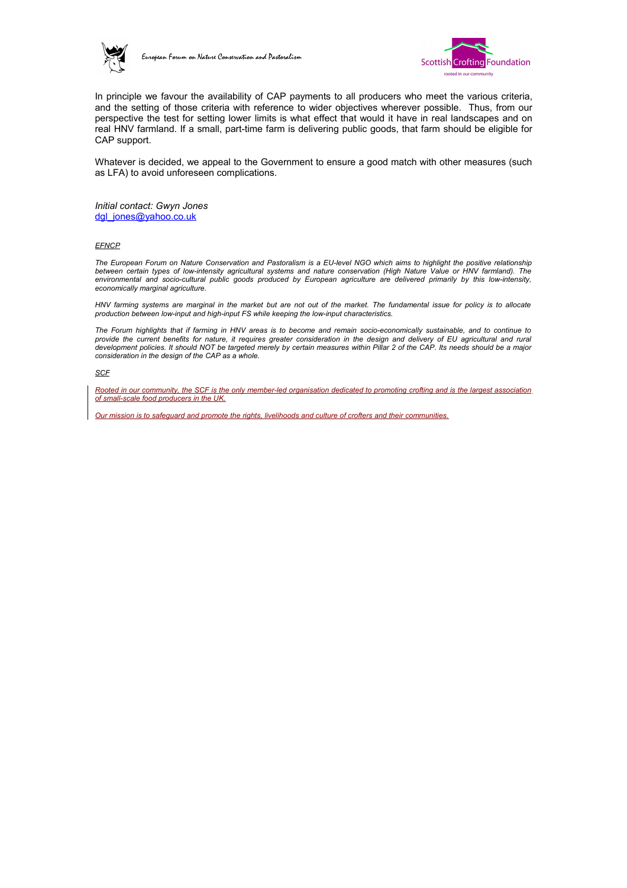In principle we favour the availability of CAP payments to all producers who meet the various criteria, and the setting of those criteria with reference to wider objectives wherever possible. Thus, from our perspective the test for setting lower limits is what effect that would it have in real landscapes and on real HNV farmland. If a small, part-time farm is delivering public goods, that farm should be eligible for CAP support.

Whatever is decided, we appeal to the Government to ensure a good match with other measures (such as LFA) to avoid unforeseen complications.

*Initial contact: Gwyn Jones*
dgl_jones@yahoo.co.uk

*EFNCP*

*The European Forum on Nature Conservation and Pastoralism is a EU-level NGO which aims to highlight the positive relationship between certain types of low-intensity agricultural systems and nature conservation (High Nature Value or HNV farmland). The environmental and socio-cultural public goods produced by European agriculture are delivered primarily by this low-intensity, economically marginal agriculture.*

*HNV farming systems are marginal in the market but are not out of the market. The fundamental issue for policy is to allocate production between low-input and high-input FS while keeping the low-input characteristics.*

*The Forum highlights that if farming in HNV areas is to become and remain socio-economically sustainable, and to continue to provide the current benefits for nature, it requires greater consideration in the design and delivery of EU agricultural and rural development policies. It should NOT be targeted merely by certain measures within Pillar 2 of the CAP. Its needs should be a major consideration in the design of the CAP as a whole.*

*SCF*

*Rooted in our community, the SCF is the only member-led organisation dedicated to promoting crofting and is the largest association of small-scale food producers in the UK.*

*Our mission is to safeguard and promote the rights, livelihoods and culture of crofters and their communities.*